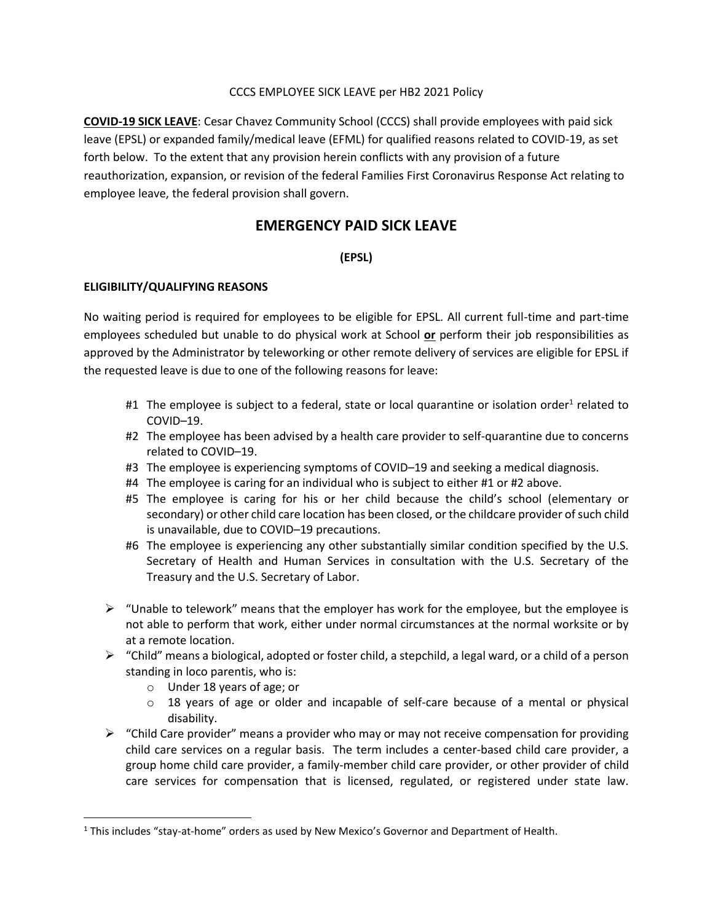CCCS EMPLOYEE SICK LEAVE per HB2 2021 Policy

**COVID-19 SICK LEAVE**: Cesar Chavez Community School (CCCS) shall provide employees with paid sick leave (EPSL) or expanded family/medical leave (EFML) for qualified reasons related to COVID-19, as set forth below. To the extent that any provision herein conflicts with any provision of a future reauthorization, expansion, or revision of the federal Families First Coronavirus Response Act relating to employee leave, the federal provision shall govern.

# EMERGENCY PAID SICK LEAVE

**(EPSL)**

### ELIGIBILITY/QUALIFYING REASONS

No waiting period is required for employees to be eligible for EPSL. All current full-time and part-time employees scheduled but unable to do physical work at School **or** perform their job responsibilities as approved by the Administrator by teleworking or other remote delivery of services are eligible for EPSL if the requested leave is due to one of the following reasons for leave:

- #1 The employee is subject to a federal, state or local quarantine or isolation order[1] related to COVID–19.
- #2 The employee has been advised by a health care provider to self-quarantine due to concerns related to COVID–19.
- #3 The employee is experiencing symptoms of COVID–19 and seeking a medical diagnosis.
- #4 The employee is caring for an individual who is subject to either #1 or #2 above.
- #5 The employee is caring for his or her child because the child's school (elementary or secondary) or other child care location has been closed, or the childcare provider of such child is unavailable, due to COVID–19 precautions.
- #6 The employee is experiencing any other substantially similar condition specified by the U.S. Secretary of Health and Human Services in consultation with the U.S. Secretary of the Treasury and the U.S. Secretary of Labor.

- "Unable to telework" means that the employer has work for the employee, but the employee is not able to perform that work, either under normal circumstances at the normal worksite or by at a remote location.
- "Child" means a biological, adopted or foster child, a stepchild, a legal ward, or a child of a person standing in loco parentis, who is:
  - Under 18 years of age; or
  - 18 years of age or older and incapable of self-care because of a mental or physical disability.
- "Child Care provider" means a provider who may or may not receive compensation for providing child care services on a regular basis. The term includes a center-based child care provider, a group home child care provider, a family-member child care provider, or other provider of child care services for compensation that is licensed, regulated, or registered under state law.

[1] This includes "stay-at-home" orders as used by New Mexico's Governor and Department of Health.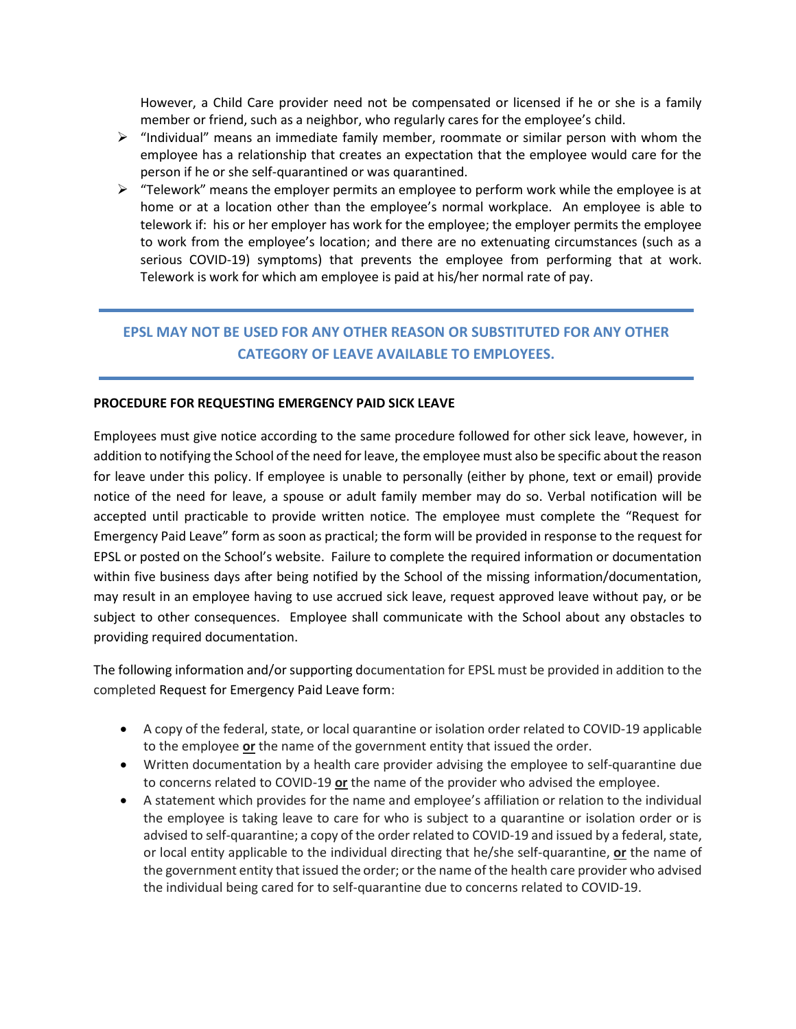However, a Child Care provider need not be compensated or licensed if he or she is a family member or friend, such as a neighbor, who regularly cares for the employee's child.

- "Individual" means an immediate family member, roommate or similar person with whom the employee has a relationship that creates an expectation that the employee would care for the person if he or she self-quarantined or was quarantined.
- "Telework" means the employer permits an employee to perform work while the employee is at home or at a location other than the employee's normal workplace. An employee is able to telework if: his or her employer has work for the employee; the employer permits the employee to work from the employee's location; and there are no extenuating circumstances (such as a serious COVID-19) symptoms) that prevents the employee from performing that at work. Telework is work for which am employee is paid at his/her normal rate of pay.

---

**EPSL MAY NOT BE USED FOR ANY OTHER REASON OR SUBSTITUTED FOR ANY OTHER CATEGORY OF LEAVE AVAILABLE TO EMPLOYEES.**

---

**PROCEDURE FOR REQUESTING EMERGENCY PAID SICK LEAVE**

Employees must give notice according to the same procedure followed for other sick leave, however, in addition to notifying the School of the need for leave, the employee must also be specific about the reason for leave under this policy. If employee is unable to personally (either by phone, text or email) provide notice of the need for leave, a spouse or adult family member may do so. Verbal notification will be accepted until practicable to provide written notice. The employee must complete the "Request for Emergency Paid Leave" form as soon as practical; the form will be provided in response to the request for EPSL or posted on the School's website. Failure to complete the required information or documentation within five business days after being notified by the School of the missing information/documentation, may result in an employee having to use accrued sick leave, request approved leave without pay, or be subject to other consequences. Employee shall communicate with the School about any obstacles to providing required documentation.

The following information and/or supporting documentation for EPSL must be provided in addition to the completed Request for Emergency Paid Leave form:

- A copy of the federal, state, or local quarantine or isolation order related to COVID-19 applicable to the employee **or** the name of the government entity that issued the order.
- Written documentation by a health care provider advising the employee to self-quarantine due to concerns related to COVID-19 **or** the name of the provider who advised the employee.
- A statement which provides for the name and employee's affiliation or relation to the individual the employee is taking leave to care for who is subject to a quarantine or isolation order or is advised to self-quarantine; a copy of the order related to COVID-19 and issued by a federal, state, or local entity applicable to the individual directing that he/she self-quarantine, **or** the name of the government entity that issued the order; or the name of the health care provider who advised the individual being cared for to self-quarantine due to concerns related to COVID-19.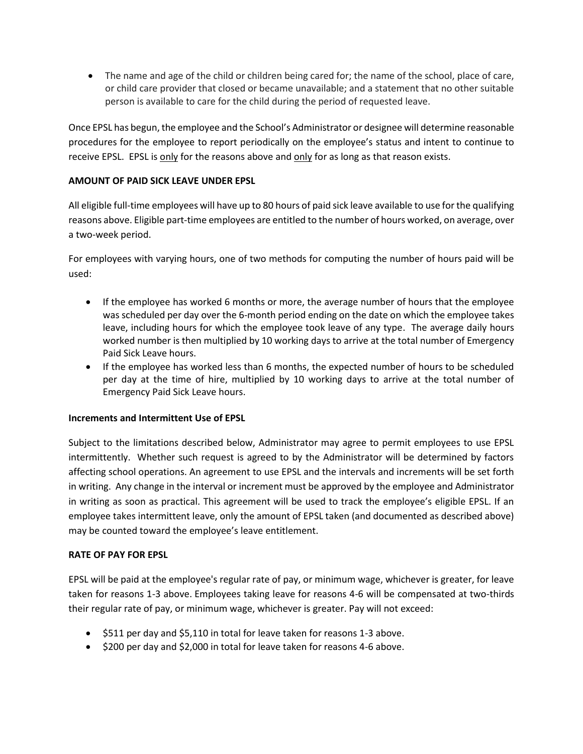- The name and age of the child or children being cared for; the name of the school, place of care, or child care provider that closed or became unavailable; and a statement that no other suitable person is available to care for the child during the period of requested leave.

Once EPSL has begun, the employee and the School's Administrator or designee will determine reasonable procedures for the employee to report periodically on the employee's status and intent to continue to receive EPSL. EPSL is only for the reasons above and only for as long as that reason exists.

**AMOUNT OF PAID SICK LEAVE UNDER EPSL**

All eligible full-time employees will have up to 80 hours of paid sick leave available to use for the qualifying reasons above. Eligible part-time employees are entitled to the number of hours worked, on average, over a two-week period.

For employees with varying hours, one of two methods for computing the number of hours paid will be used:

- If the employee has worked 6 months or more, the average number of hours that the employee was scheduled per day over the 6-month period ending on the date on which the employee takes leave, including hours for which the employee took leave of any type. The average daily hours worked number is then multiplied by 10 working days to arrive at the total number of Emergency Paid Sick Leave hours.
- If the employee has worked less than 6 months, the expected number of hours to be scheduled per day at the time of hire, multiplied by 10 working days to arrive at the total number of Emergency Paid Sick Leave hours.

**Increments and Intermittent Use of EPSL**

Subject to the limitations described below, Administrator may agree to permit employees to use EPSL intermittently. Whether such request is agreed to by the Administrator will be determined by factors affecting school operations. An agreement to use EPSL and the intervals and increments will be set forth in writing. Any change in the interval or increment must be approved by the employee and Administrator in writing as soon as practical. This agreement will be used to track the employee's eligible EPSL. If an employee takes intermittent leave, only the amount of EPSL taken (and documented as described above) may be counted toward the employee's leave entitlement.

**RATE OF PAY FOR EPSL**

EPSL will be paid at the employee's regular rate of pay, or minimum wage, whichever is greater, for leave taken for reasons 1-3 above. Employees taking leave for reasons 4-6 will be compensated at two-thirds their regular rate of pay, or minimum wage, whichever is greater. Pay will not exceed:

- $511 per day and $5,110 in total for leave taken for reasons 1-3 above.
- $200 per day and $2,000 in total for leave taken for reasons 4-6 above.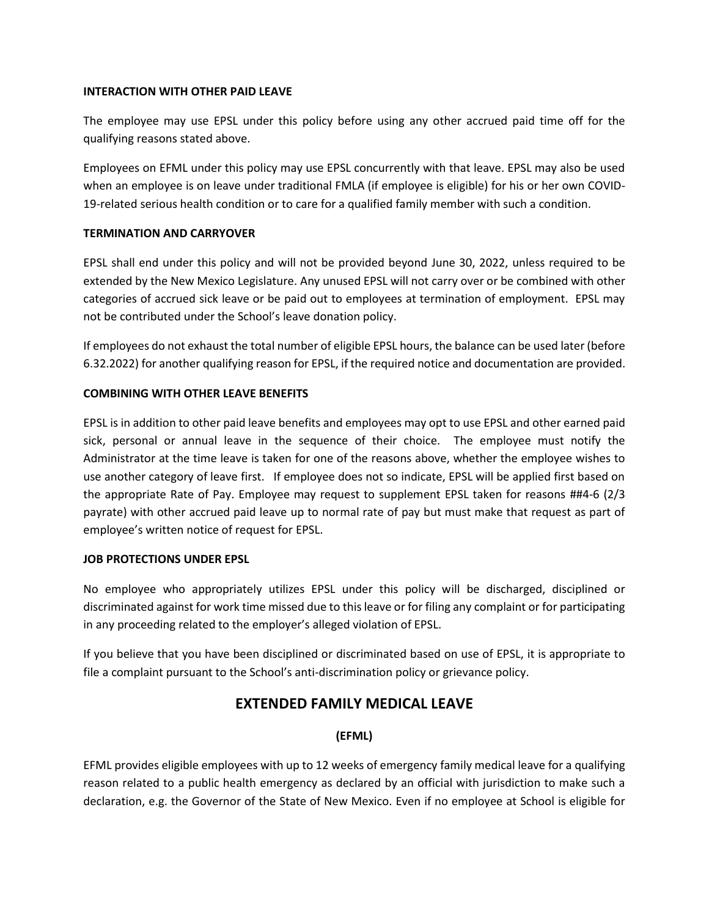**INTERACTION WITH OTHER PAID LEAVE**

The employee may use EPSL under this policy before using any other accrued paid time off for the qualifying reasons stated above.

Employees on EFML under this policy may use EPSL concurrently with that leave. EPSL may also be used when an employee is on leave under traditional FMLA (if employee is eligible) for his or her own COVID-19-related serious health condition or to care for a qualified family member with such a condition.

**TERMINATION AND CARRYOVER**

EPSL shall end under this policy and will not be provided beyond June 30, 2022, unless required to be extended by the New Mexico Legislature. Any unused EPSL will not carry over or be combined with other categories of accrued sick leave or be paid out to employees at termination of employment. EPSL may not be contributed under the School's leave donation policy.

If employees do not exhaust the total number of eligible EPSL hours, the balance can be used later (before 6.32.2022) for another qualifying reason for EPSL, if the required notice and documentation are provided.

**COMBINING WITH OTHER LEAVE BENEFITS**

EPSL is in addition to other paid leave benefits and employees may opt to use EPSL and other earned paid sick, personal or annual leave in the sequence of their choice. The employee must notify the Administrator at the time leave is taken for one of the reasons above, whether the employee wishes to use another category of leave first. If employee does not so indicate, EPSL will be applied first based on the appropriate Rate of Pay. Employee may request to supplement EPSL taken for reasons ##4-6 (2/3 payrate) with other accrued paid leave up to normal rate of pay but must make that request as part of employee's written notice of request for EPSL.

**JOB PROTECTIONS UNDER EPSL**

No employee who appropriately utilizes EPSL under this policy will be discharged, disciplined or discriminated against for work time missed due to this leave or for filing any complaint or for participating in any proceeding related to the employer's alleged violation of EPSL.

If you believe that you have been disciplined or discriminated based on use of EPSL, it is appropriate to file a complaint pursuant to the School's anti-discrimination policy or grievance policy.

## EXTENDED FAMILY MEDICAL LEAVE

**(EFML)**

EFML provides eligible employees with up to 12 weeks of emergency family medical leave for a qualifying reason related to a public health emergency as declared by an official with jurisdiction to make such a declaration, e.g. the Governor of the State of New Mexico. Even if no employee at School is eligible for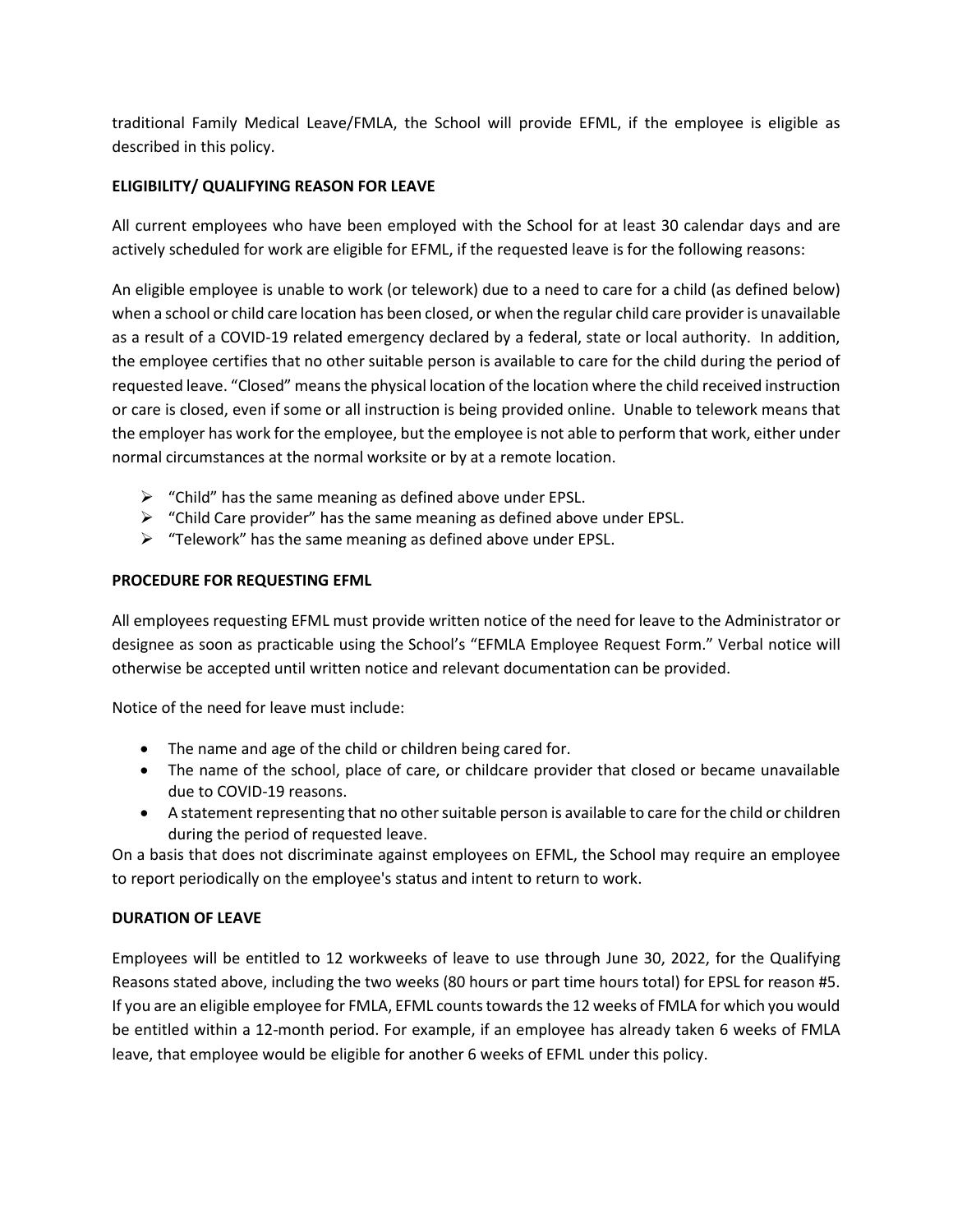traditional Family Medical Leave/FMLA, the School will provide EFML, if the employee is eligible as described in this policy.

**ELIGIBILITY/ QUALIFYING REASON FOR LEAVE**

All current employees who have been employed with the School for at least 30 calendar days and are actively scheduled for work are eligible for EFML, if the requested leave is for the following reasons:

An eligible employee is unable to work (or telework) due to a need to care for a child (as defined below) when a school or child care location has been closed, or when the regular child care provider is unavailable as a result of a COVID-19 related emergency declared by a federal, state or local authority. In addition, the employee certifies that no other suitable person is available to care for the child during the period of requested leave. "Closed" means the physical location of the location where the child received instruction or care is closed, even if some or all instruction is being provided online. Unable to telework means that the employer has work for the employee, but the employee is not able to perform that work, either under normal circumstances at the normal worksite or by at a remote location.

- "Child" has the same meaning as defined above under EPSL.
- "Child Care provider" has the same meaning as defined above under EPSL.
- "Telework" has the same meaning as defined above under EPSL.

**PROCEDURE FOR REQUESTING EFML**

All employees requesting EFML must provide written notice of the need for leave to the Administrator or designee as soon as practicable using the School's "EFMLA Employee Request Form." Verbal notice will otherwise be accepted until written notice and relevant documentation can be provided.

Notice of the need for leave must include:

- The name and age of the child or children being cared for.
- The name of the school, place of care, or childcare provider that closed or became unavailable due to COVID-19 reasons.
- A statement representing that no other suitable person is available to care for the child or children during the period of requested leave.

On a basis that does not discriminate against employees on EFML, the School may require an employee to report periodically on the employee's status and intent to return to work.

**DURATION OF LEAVE**

Employees will be entitled to 12 workweeks of leave to use through June 30, 2022, for the Qualifying Reasons stated above, including the two weeks (80 hours or part time hours total) for EPSL for reason #5. If you are an eligible employee for FMLA, EFML counts towards the 12 weeks of FMLA for which you would be entitled within a 12-month period. For example, if an employee has already taken 6 weeks of FMLA leave, that employee would be eligible for another 6 weeks of EFML under this policy.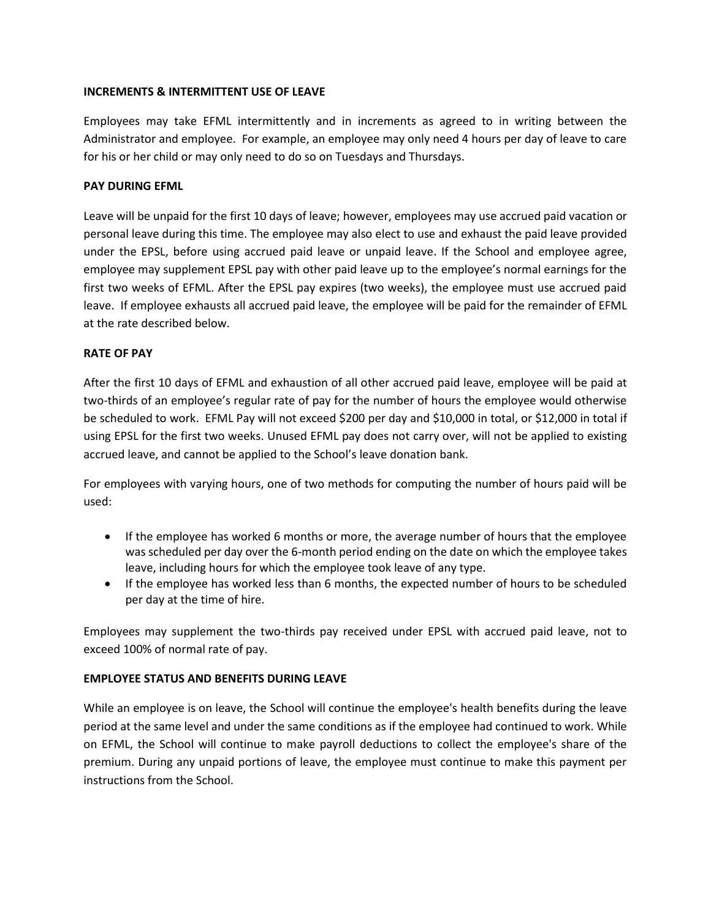**INCREMENTS & INTERMITTENT USE OF LEAVE**

Employees may take EFML intermittently and in increments as agreed to in writing between the Administrator and employee. For example, an employee may only need 4 hours per day of leave to care for his or her child or may only need to do so on Tuesdays and Thursdays.

**PAY DURING EFML**

Leave will be unpaid for the first 10 days of leave; however, employees may use accrued paid vacation or personal leave during this time. The employee may also elect to use and exhaust the paid leave provided under the EPSL, before using accrued paid leave or unpaid leave. If the School and employee agree, employee may supplement EPSL pay with other paid leave up to the employee's normal earnings for the first two weeks of EFML. After the EPSL pay expires (two weeks), the employee must use accrued paid leave. If employee exhausts all accrued paid leave, the employee will be paid for the remainder of EFML at the rate described below.

**RATE OF PAY**

After the first 10 days of EFML and exhaustion of all other accrued paid leave, employee will be paid at two-thirds of an employee's regular rate of pay for the number of hours the employee would otherwise be scheduled to work. EFML Pay will not exceed $200 per day and $10,000 in total, or $12,000 in total if using EPSL for the first two weeks. Unused EFML pay does not carry over, will not be applied to existing accrued leave, and cannot be applied to the School's leave donation bank.

For employees with varying hours, one of two methods for computing the number of hours paid will be used:

- If the employee has worked 6 months or more, the average number of hours that the employee was scheduled per day over the 6-month period ending on the date on which the employee takes leave, including hours for which the employee took leave of any type.
- If the employee has worked less than 6 months, the expected number of hours to be scheduled per day at the time of hire.

Employees may supplement the two-thirds pay received under EPSL with accrued paid leave, not to exceed 100% of normal rate of pay.

**EMPLOYEE STATUS AND BENEFITS DURING LEAVE**

While an employee is on leave, the School will continue the employee's health benefits during the leave period at the same level and under the same conditions as if the employee had continued to work. While on EFML, the School will continue to make payroll deductions to collect the employee's share of the premium. During any unpaid portions of leave, the employee must continue to make this payment per instructions from the School.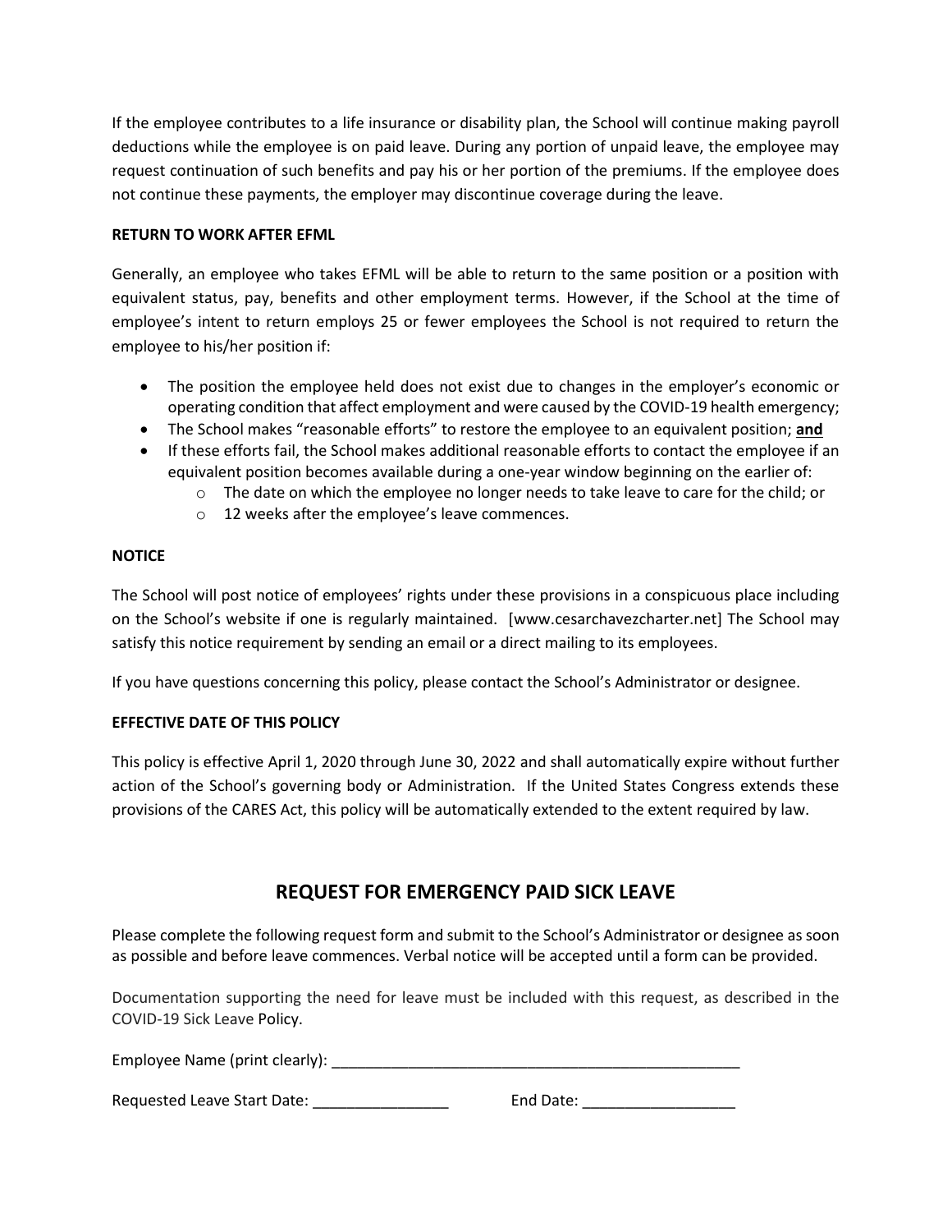If the employee contributes to a life insurance or disability plan, the School will continue making payroll deductions while the employee is on paid leave. During any portion of unpaid leave, the employee may request continuation of such benefits and pay his or her portion of the premiums. If the employee does not continue these payments, the employer may discontinue coverage during the leave.

**RETURN TO WORK AFTER EFML**

Generally, an employee who takes EFML will be able to return to the same position or a position with equivalent status, pay, benefits and other employment terms. However, if the School at the time of employee's intent to return employs 25 or fewer employees the School is not required to return the employee to his/her position if:

- The position the employee held does not exist due to changes in the employer's economic or operating condition that affect employment and were caused by the COVID-19 health emergency;
- The School makes "reasonable efforts" to restore the employee to an equivalent position; **and**
- If these efforts fail, the School makes additional reasonable efforts to contact the employee if an equivalent position becomes available during a one-year window beginning on the earlier of:
  - The date on which the employee no longer needs to take leave to care for the child; or
  - 12 weeks after the employee's leave commences.

**NOTICE**

The School will post notice of employees' rights under these provisions in a conspicuous place including on the School's website if one is regularly maintained. [www.cesarchavezcharter.net] The School may satisfy this notice requirement by sending an email or a direct mailing to its employees.

If you have questions concerning this policy, please contact the School's Administrator or designee.

**EFFECTIVE DATE OF THIS POLICY**

This policy is effective April 1, 2020 through June 30, 2022 and shall automatically expire without further action of the School's governing body or Administration. If the United States Congress extends these provisions of the CARES Act, this policy will be automatically extended to the extent required by law.

## REQUEST FOR EMERGENCY PAID SICK LEAVE

Please complete the following request form and submit to the School's Administrator or designee as soon as possible and before leave commences. Verbal notice will be accepted until a form can be provided.

Documentation supporting the need for leave must be included with this request, as described in the COVID-19 Sick Leave Policy.

Employee Name (print clearly): ___________________________________________________

Requested Leave Start Date: ________________ End Date: __________________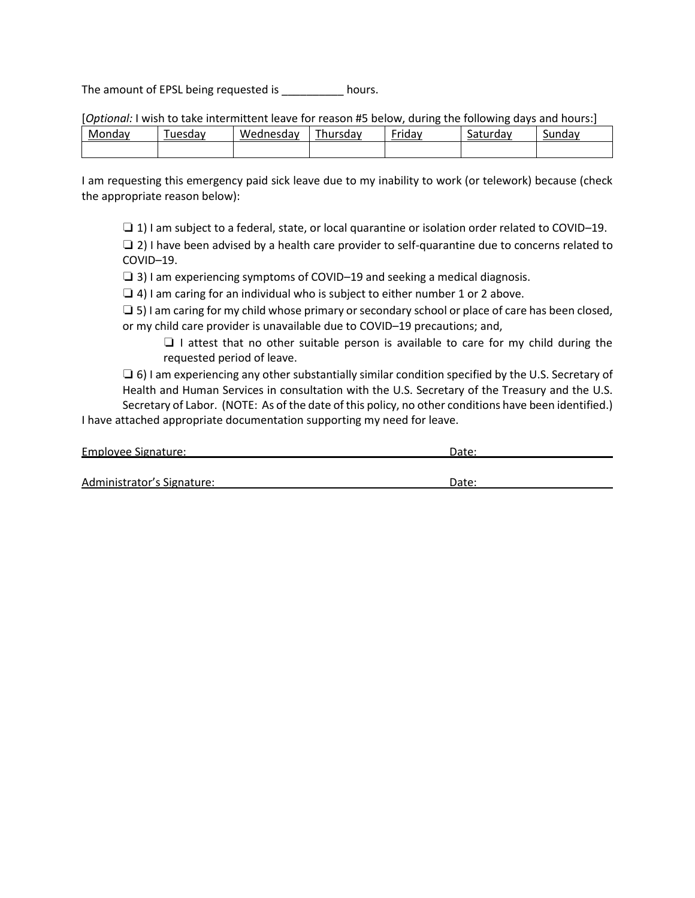The amount of EPSL being requested is __________ hours.

[*Optional:* I wish to take intermittent leave for reason #5 below, during the following days and hours:]

| Monday | Tuesday | Wednesday | Thursday | Friday | Saturday | Sunday |
|---|---|---|---|---|---|---|
| | | | | | | |

I am requesting this emergency paid sick leave due to my inability to work (or telework) because (check the appropriate reason below):

❑ 1) I am subject to a federal, state, or local quarantine or isolation order related to COVID–19.

❑ 2) I have been advised by a health care provider to self-quarantine due to concerns related to COVID–19.

❑ 3) I am experiencing symptoms of COVID–19 and seeking a medical diagnosis.

❑ 4) I am caring for an individual who is subject to either number 1 or 2 above.

❑ 5) I am caring for my child whose primary or secondary school or place of care has been closed, or my child care provider is unavailable due to COVID–19 precautions; and,

> ❑ I attest that no other suitable person is available to care for my child during the requested period of leave.

❑ 6) I am experiencing any other substantially similar condition specified by the U.S. Secretary of Health and Human Services in consultation with the U.S. Secretary of the Treasury and the U.S. Secretary of Labor. (NOTE: As of the date of this policy, no other conditions have been identified.)

I have attached appropriate documentation supporting my need for leave.

Employee Signature: ______________________________ Date: ____________________

Administrator's Signature: ______________________________ Date: ____________________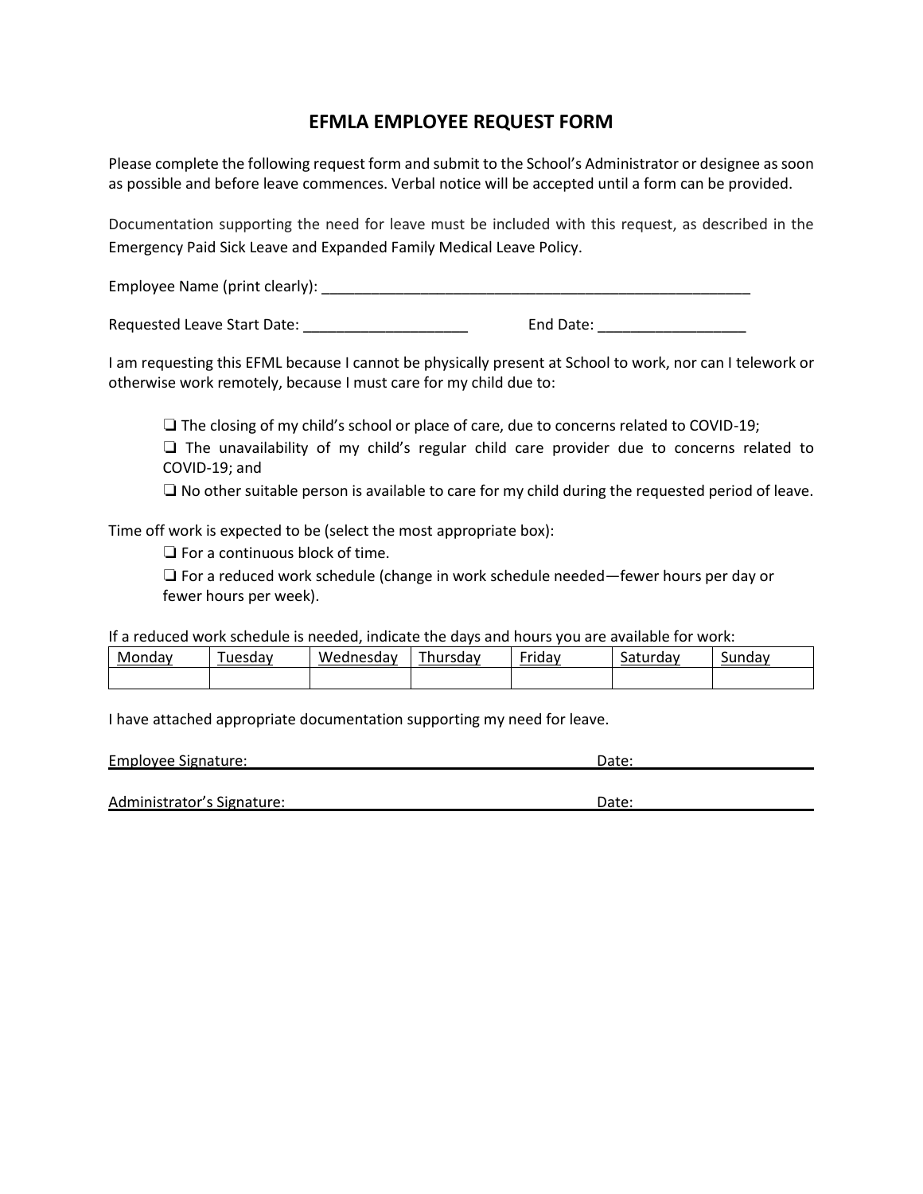# EFMLA EMPLOYEE REQUEST FORM

Please complete the following request form and submit to the School's Administrator or designee as soon as possible and before leave commences. Verbal notice will be accepted until a form can be provided.

Documentation supporting the need for leave must be included with this request, as described in the Emergency Paid Sick Leave and Expanded Family Medical Leave Policy.

Employee Name (print clearly): _______________________________________________________

Requested Leave Start Date: ____________________ End Date: __________________

I am requesting this EFML because I cannot be physically present at School to work, nor can I telework or otherwise work remotely, because I must care for my child due to:

- ❑ The closing of my child's school or place of care, due to concerns related to COVID-19;
- ❑ The unavailability of my child's regular child care provider due to concerns related to COVID-19; and
- ❑ No other suitable person is available to care for my child during the requested period of leave.

Time off work is expected to be (select the most appropriate box):

- ❑ For a continuous block of time.
- ❑ For a reduced work schedule (change in work schedule needed—fewer hours per day or fewer hours per week).

If a reduced work schedule is needed, indicate the days and hours you are available for work:

| Monday | Tuesday | Wednesday | Thursday | Friday | Saturday | Sunday |
|---|---|---|---|---|---|---|
| | | | | | | |

I have attached appropriate documentation supporting my need for leave.

Employee Signature: ______________________________________ Date: ____________________

Administrator's Signature: ______________________________________ Date: ____________________